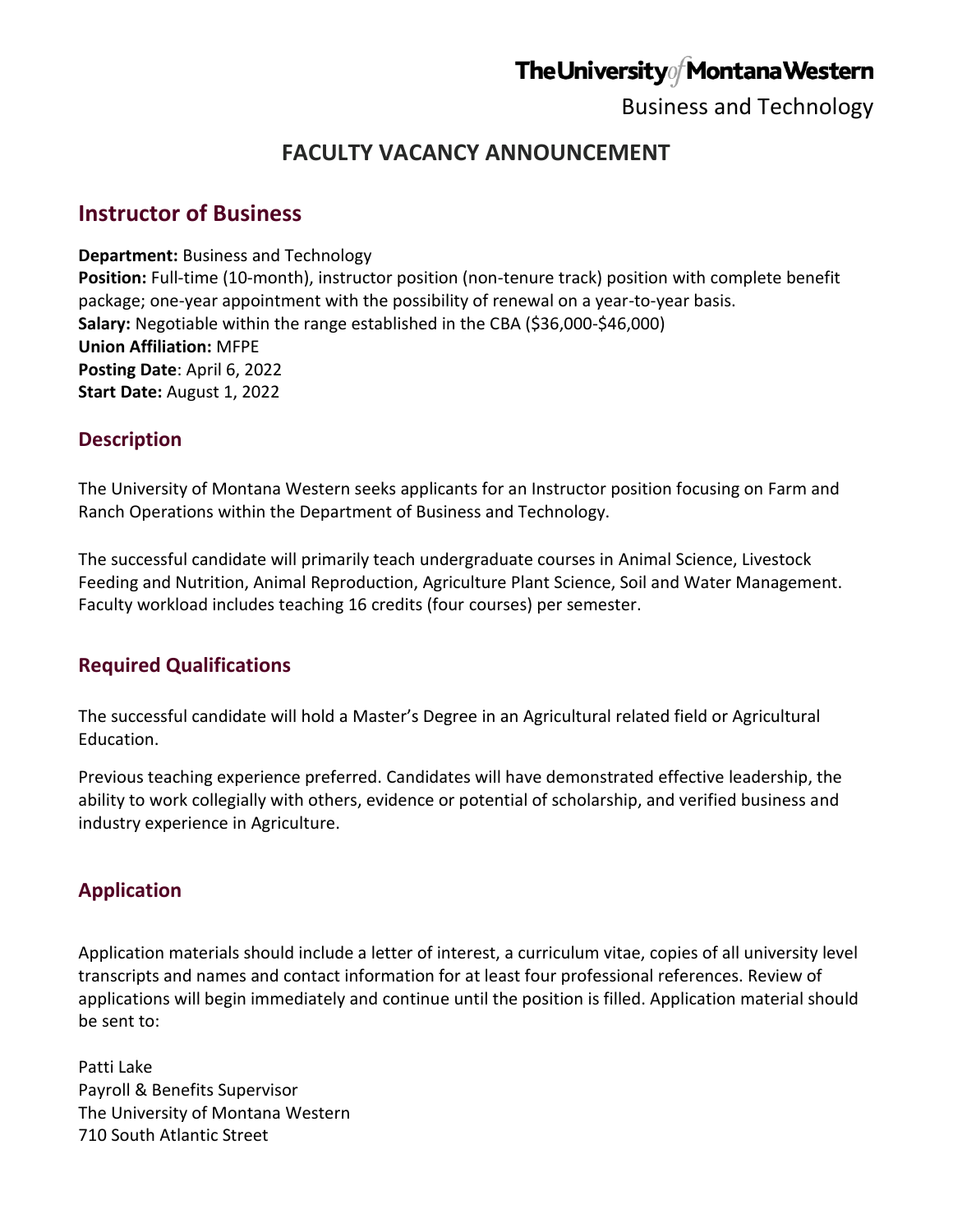The University of Montana Western

Business and Technology

# FACULTY VACANCY ANNOUNCEMENT

## Instructor of Business

**Department:** Business and Technology
**Position:** Full-time (10-month), instructor position (non-tenure track) position with complete benefit package; one-year appointment with the possibility of renewal on a year-to-year basis.
**Salary:** Negotiable within the range established in the CBA ($36,000-$46,000)
**Union Affiliation:** MFPE
**Posting Date**: April 6, 2022
**Start Date:** August 1, 2022

### Description

The University of Montana Western seeks applicants for an Instructor position focusing on Farm and Ranch Operations within the Department of Business and Technology.

The successful candidate will primarily teach undergraduate courses in Animal Science, Livestock Feeding and Nutrition, Animal Reproduction, Agriculture Plant Science, Soil and Water Management. Faculty workload includes teaching 16 credits (four courses) per semester.

### Required Qualifications

The successful candidate will hold a Master's Degree in an Agricultural related field or Agricultural Education.

Previous teaching experience preferred. Candidates will have demonstrated effective leadership, the ability to work collegially with others, evidence or potential of scholarship, and verified business and industry experience in Agriculture.

### Application

Application materials should include a letter of interest, a curriculum vitae, copies of all university level transcripts and names and contact information for at least four professional references. Review of applications will begin immediately and continue until the position is filled. Application material should be sent to:

Patti Lake
Payroll & Benefits Supervisor
The University of Montana Western
710 South Atlantic Street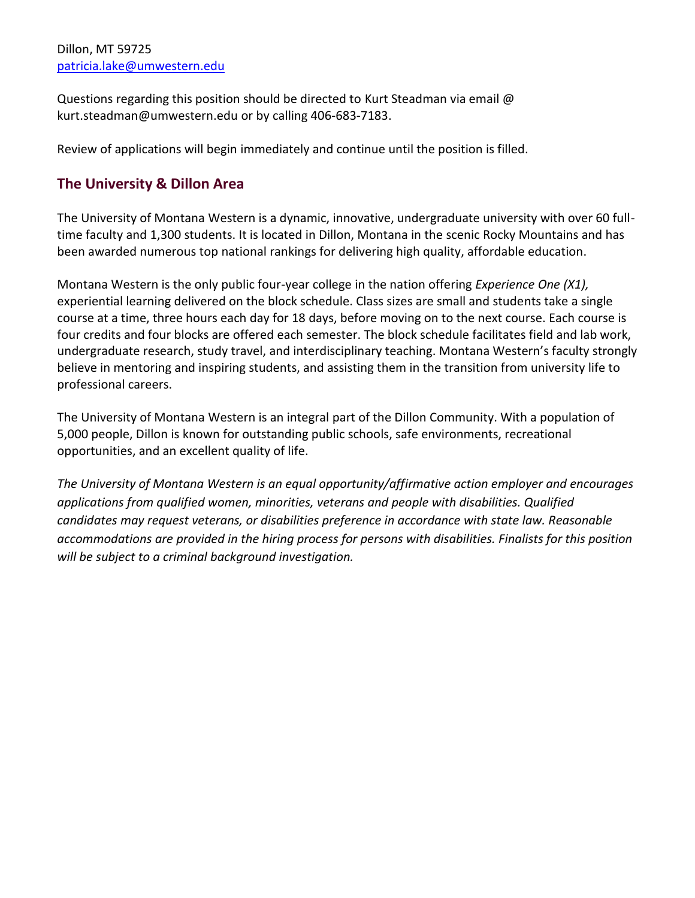Dillon, MT 59725
patricia.lake@umwestern.edu

Questions regarding this position should be directed to Kurt Steadman via email @ kurt.steadman@umwestern.edu or by calling 406-683-7183.

Review of applications will begin immediately and continue until the position is filled.

## The University & Dillon Area

The University of Montana Western is a dynamic, innovative, undergraduate university with over 60 full-time faculty and 1,300 students. It is located in Dillon, Montana in the scenic Rocky Mountains and has been awarded numerous top national rankings for delivering high quality, affordable education.

Montana Western is the only public four-year college in the nation offering *Experience One (X1),* experiential learning delivered on the block schedule. Class sizes are small and students take a single course at a time, three hours each day for 18 days, before moving on to the next course. Each course is four credits and four blocks are offered each semester. The block schedule facilitates field and lab work, undergraduate research, study travel, and interdisciplinary teaching. Montana Western's faculty strongly believe in mentoring and inspiring students, and assisting them in the transition from university life to professional careers.

The University of Montana Western is an integral part of the Dillon Community. With a population of 5,000 people, Dillon is known for outstanding public schools, safe environments, recreational opportunities, and an excellent quality of life.

*The University of Montana Western is an equal opportunity/affirmative action employer and encourages applications from qualified women, minorities, veterans and people with disabilities. Qualified candidates may request veterans, or disabilities preference in accordance with state law. Reasonable accommodations are provided in the hiring process for persons with disabilities. Finalists for this position will be subject to a criminal background investigation.*